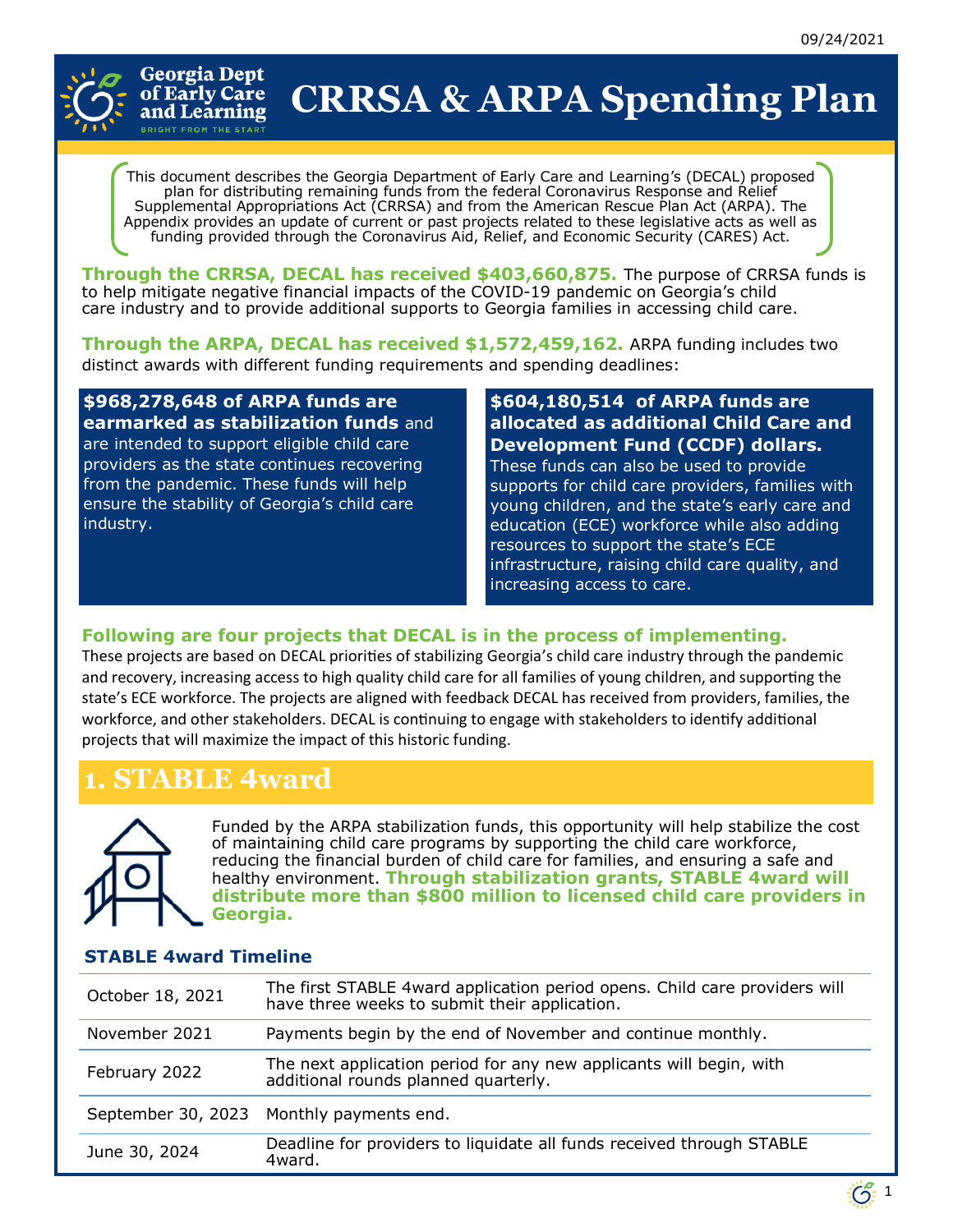09/24/2021

Georgia Dept of Early Care and Learning
BRIGHT FROM THE START

# CRRSA & ARPA Spending Plan

This document describes the Georgia Department of Early Care and Learning's (DECAL) proposed plan for distributing remaining funds from the federal Coronavirus Response and Relief Supplemental Appropriations Act (CRRSA) and from the American Rescue Plan Act (ARPA). The Appendix provides an update of current or past projects related to these legislative acts as well as funding provided through the Coronavirus Aid, Relief, and Economic Security (CARES) Act.

**Through the CRRSA, DECAL has received $403,660,875.** The purpose of CRRSA funds is to help mitigate negative financial impacts of the COVID-19 pandemic on Georgia's child care industry and to provide additional supports to Georgia families in accessing child care.

**Through the ARPA, DECAL has received $1,572,459,162.** ARPA funding includes two distinct awards with different funding requirements and spending deadlines:

**$968,278,648 of ARPA funds are earmarked as stabilization funds** and are intended to support eligible child care providers as the state continues recovering from the pandemic. These funds will help ensure the stability of Georgia's child care industry.

**$604,180,514 of ARPA funds are allocated as additional Child Care and Development Fund (CCDF) dollars.** These funds can also be used to provide supports for child care providers, families with young children, and the state's early care and education (ECE) workforce while also adding resources to support the state's ECE infrastructure, raising child care quality, and increasing access to care.

**Following are four projects that DECAL is in the process of implementing.**

These projects are based on DECAL priorities of stabilizing Georgia's child care industry through the pandemic and recovery, increasing access to high quality child care for all families of young children, and supporting the state's ECE workforce. The projects are aligned with feedback DECAL has received from providers, families, the workforce, and other stakeholders. DECAL is continuing to engage with stakeholders to identify additional projects that will maximize the impact of this historic funding.

## 1. STABLE 4ward

Funded by the ARPA stabilization funds, this opportunity will help stabilize the cost of maintaining child care programs by supporting the child care workforce, reducing the financial burden of child care for families, and ensuring a safe and healthy environment. **Through stabilization grants, STABLE 4ward will distribute more than $800 million to licensed child care providers in Georgia.**

### STABLE 4ward Timeline

| | |
|---|---|
| October 18, 2021 | The first STABLE 4ward application period opens. Child care providers will have three weeks to submit their application. |
| November 2021 | Payments begin by the end of November and continue monthly. |
| February 2022 | The next application period for any new applicants will begin, with additional rounds planned quarterly. |
| September 30, 2023 | Monthly payments end. |
| June 30, 2024 | Deadline for providers to liquidate all funds received through STABLE 4ward. |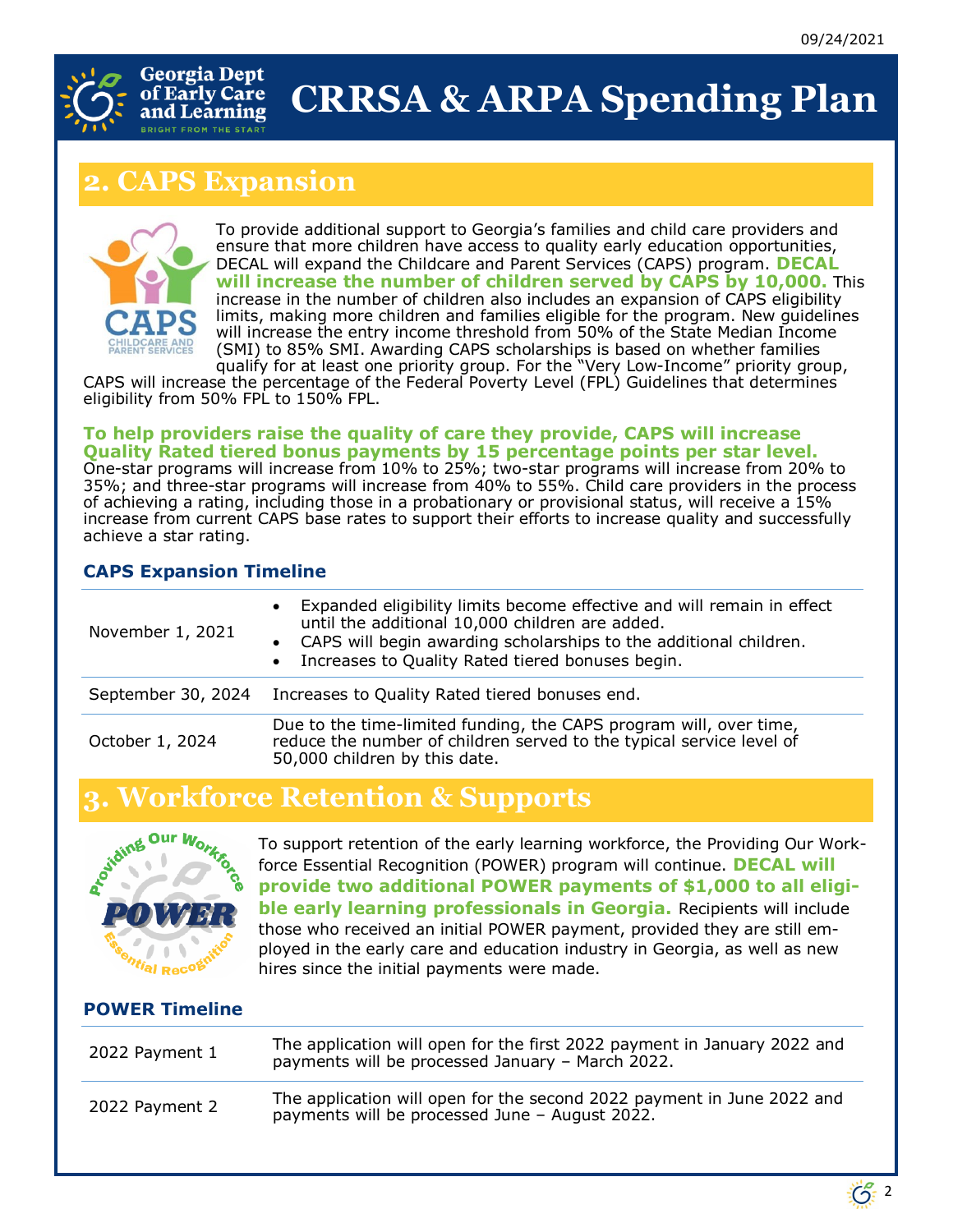09/24/2021

# CRRSA & ARPA Spending Plan

## 2. CAPS Expansion

To provide additional support to Georgia's families and child care providers and ensure that more children have access to quality early education opportunities, DECAL will expand the Childcare and Parent Services (CAPS) program. **DECAL will increase the number of children served by CAPS by 10,000.** This increase in the number of children also includes an expansion of CAPS eligibility limits, making more children and families eligible for the program. New guidelines will increase the entry income threshold from 50% of the State Median Income (SMI) to 85% SMI. Awarding CAPS scholarships is based on whether families qualify for at least one priority group. For the "Very Low-Income" priority group, CAPS will increase the percentage of the Federal Poverty Level (FPL) Guidelines that determines eligibility from 50% FPL to 150% FPL.

**To help providers raise the quality of care they provide, CAPS will increase Quality Rated tiered bonus payments by 15 percentage points per star level.** One-star programs will increase from 10% to 25%; two-star programs will increase from 20% to 35%; and three-star programs will increase from 40% to 55%. Child care providers in the process of achieving a rating, including those in a probationary or provisional status, will receive a 15% increase from current CAPS base rates to support their efforts to increase quality and successfully achieve a star rating.

### CAPS Expansion Timeline

| | |
|---|---|
| November 1, 2021 | • Expanded eligibility limits become effective and will remain in effect until the additional 10,000 children are added.<br>• CAPS will begin awarding scholarships to the additional children.<br>• Increases to Quality Rated tiered bonuses begin. |
| September 30, 2024 | Increases to Quality Rated tiered bonuses end. |
| October 1, 2024 | Due to the time-limited funding, the CAPS program will, over time, reduce the number of children served to the typical service level of 50,000 children by this date. |

## 3. Workforce Retention & Supports

To support retention of the early learning workforce, the Providing Our Workforce Essential Recognition (POWER) program will continue. **DECAL will provide two additional POWER payments of $1,000 to all eligible early learning professionals in Georgia.** Recipients will include those who received an initial POWER payment, provided they are still employed in the early care and education industry in Georgia, as well as new hires since the initial payments were made.

### POWER Timeline

| | |
|---|---|
| 2022 Payment 1 | The application will open for the first 2022 payment in January 2022 and payments will be processed January – March 2022. |
| 2022 Payment 2 | The application will open for the second 2022 payment in June 2022 and payments will be processed June – August 2022. |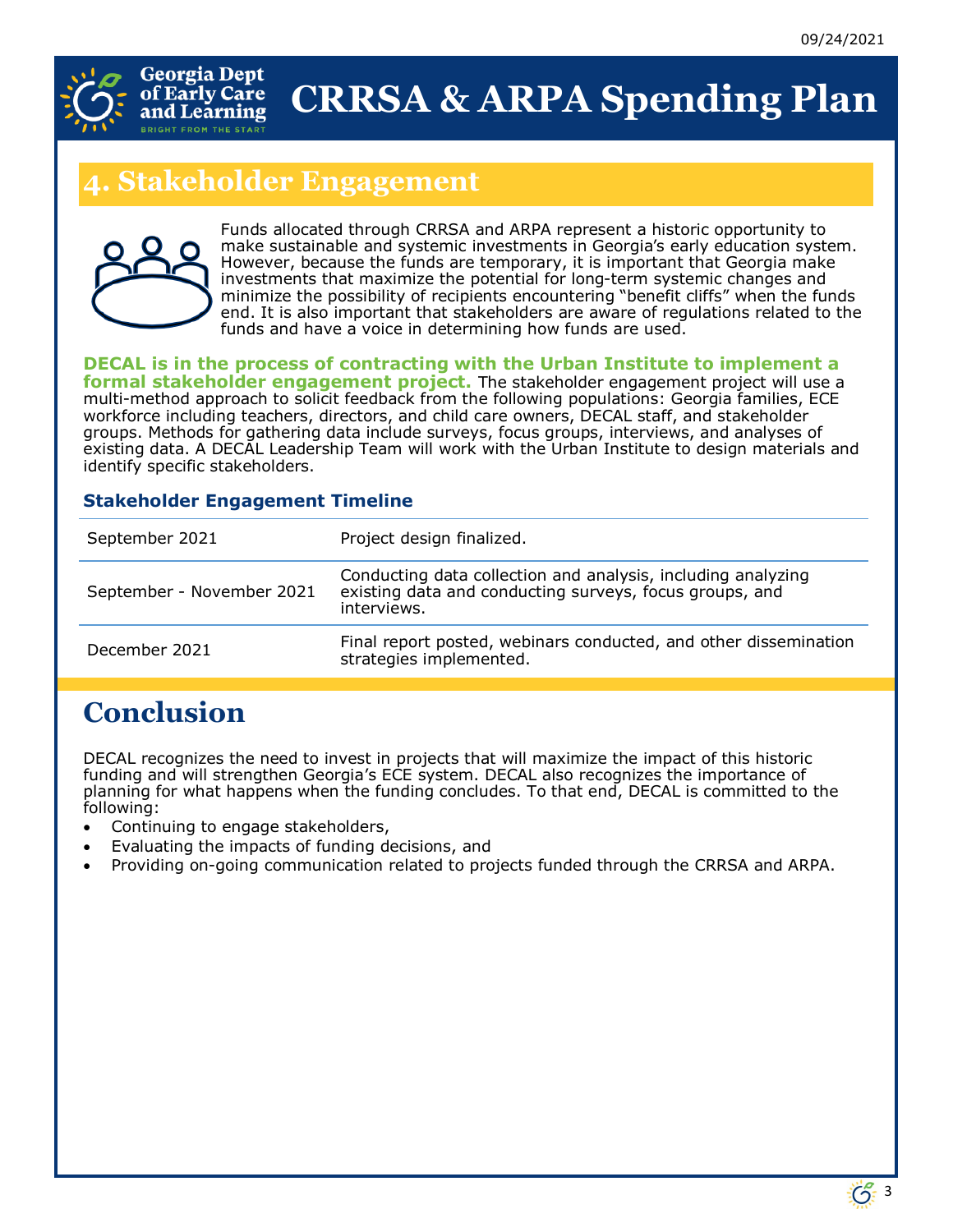# CRRSA & ARPA Spending Plan

## 4. Stakeholder Engagement

Funds allocated through CRRSA and ARPA represent a historic opportunity to make sustainable and systemic investments in Georgia's early education system. However, because the funds are temporary, it is important that Georgia make investments that maximize the potential for long-term systemic changes and minimize the possibility of recipients encountering "benefit cliffs" when the funds end. It is also important that stakeholders are aware of regulations related to the funds and have a voice in determining how funds are used.

**DECAL is in the process of contracting with the Urban Institute to implement a formal stakeholder engagement project.** The stakeholder engagement project will use a multi-method approach to solicit feedback from the following populations: Georgia families, ECE workforce including teachers, directors, and child care owners, DECAL staff, and stakeholder groups. Methods for gathering data include surveys, focus groups, interviews, and analyses of existing data. A DECAL Leadership Team will work with the Urban Institute to design materials and identify specific stakeholders.

### Stakeholder Engagement Timeline

| | |
|---|---|
| September 2021 | Project design finalized. |
| September - November 2021 | Conducting data collection and analysis, including analyzing existing data and conducting surveys, focus groups, and interviews. |
| December 2021 | Final report posted, webinars conducted, and other dissemination strategies implemented. |

## Conclusion

DECAL recognizes the need to invest in projects that will maximize the impact of this historic funding and will strengthen Georgia's ECE system. DECAL also recognizes the importance of planning for what happens when the funding concludes. To that end, DECAL is committed to the following:

- Continuing to engage stakeholders,
- Evaluating the impacts of funding decisions, and
- Providing on-going communication related to projects funded through the CRRSA and ARPA.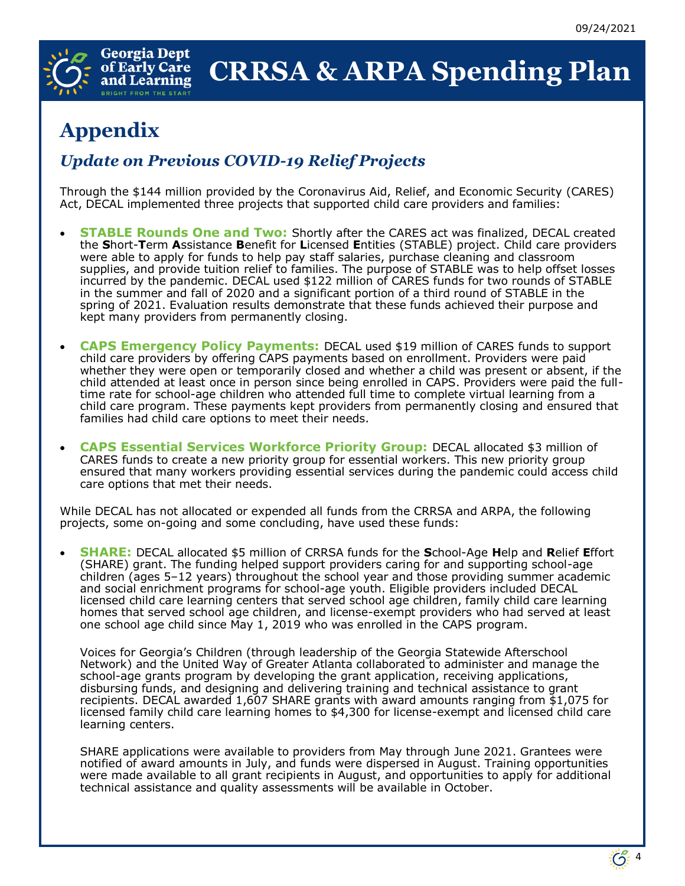# Appendix

## *Update on Previous COVID-19 Relief Projects*

Through the $144 million provided by the Coronavirus Aid, Relief, and Economic Security (CARES) Act, DECAL implemented three projects that supported child care providers and families:

- **STABLE Rounds One and Two:** Shortly after the CARES act was finalized, DECAL created the **S**hort-**T**erm **A**ssistance **B**enefit for **L**icensed **E**ntities (STABLE) project. Child care providers were able to apply for funds to help pay staff salaries, purchase cleaning and classroom supplies, and provide tuition relief to families. The purpose of STABLE was to help offset losses incurred by the pandemic. DECAL used $122 million of CARES funds for two rounds of STABLE in the summer and fall of 2020 and a significant portion of a third round of STABLE in the spring of 2021. Evaluation results demonstrate that these funds achieved their purpose and kept many providers from permanently closing.

- **CAPS Emergency Policy Payments:** DECAL used $19 million of CARES funds to support child care providers by offering CAPS payments based on enrollment. Providers were paid whether they were open or temporarily closed and whether a child was present or absent, if the child attended at least once in person since being enrolled in CAPS. Providers were paid the full-time rate for school-age children who attended full time to complete virtual learning from a child care program. These payments kept providers from permanently closing and ensured that families had child care options to meet their needs.

- **CAPS Essential Services Workforce Priority Group:** DECAL allocated $3 million of CARES funds to create a new priority group for essential workers. This new priority group ensured that many workers providing essential services during the pandemic could access child care options that met their needs.

While DECAL has not allocated or expended all funds from the CRRSA and ARPA, the following projects, some on-going and some concluding, have used these funds:

- **SHARE:** DECAL allocated $5 million of CRRSA funds for the **S**chool-Age **H**elp and **R**elief **E**ffort (SHARE) grant. The funding helped support providers caring for and supporting school-age children (ages 5–12 years) throughout the school year and those providing summer academic and social enrichment programs for school-age youth. Eligible providers included DECAL licensed child care learning centers that served school age children, family child care learning homes that served school age children, and license-exempt providers who had served at least one school age child since May 1, 2019 who was enrolled in the CAPS program.

  Voices for Georgia's Children (through leadership of the Georgia Statewide Afterschool Network) and the United Way of Greater Atlanta collaborated to administer and manage the school-age grants program by developing the grant application, receiving applications, disbursing funds, and designing and delivering training and technical assistance to grant recipients. DECAL awarded 1,607 SHARE grants with award amounts ranging from $1,075 for licensed family child care learning homes to $4,300 for license-exempt and licensed child care learning centers.

  SHARE applications were available to providers from May through June 2021. Grantees were notified of award amounts in July, and funds were dispersed in August. Training opportunities were made available to all grant recipients in August, and opportunities to apply for additional technical assistance and quality assessments will be available in October.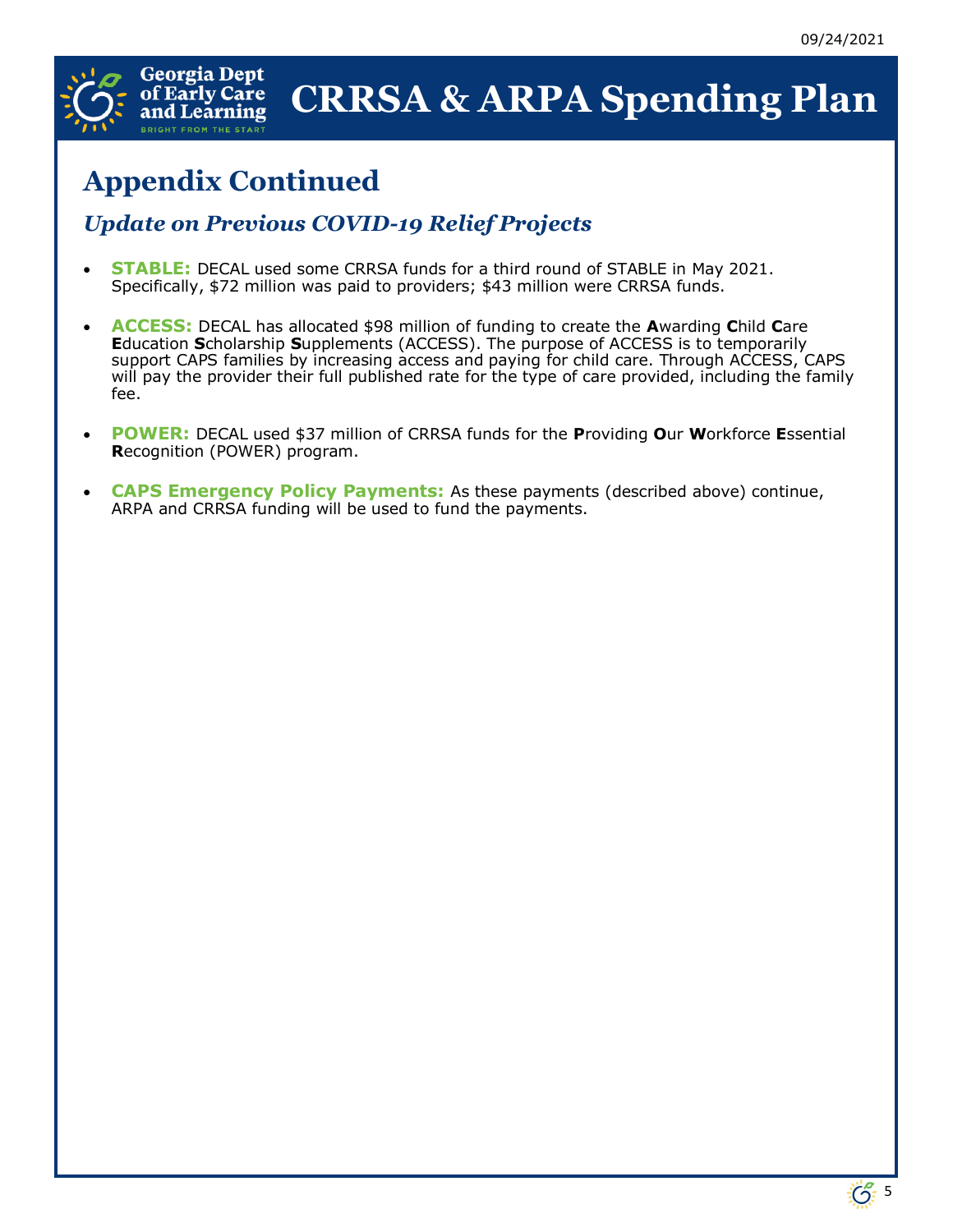## Appendix Continued

### *Update on Previous COVID-19 Relief Projects*

- **STABLE:** DECAL used some CRRSA funds for a third round of STABLE in May 2021. Specifically, $72 million was paid to providers; $43 million were CRRSA funds.
- **ACCESS:** DECAL has allocated $98 million of funding to create the **A**warding **C**hild **C**are **E**ducation **S**cholarship **S**upplements (ACCESS). The purpose of ACCESS is to temporarily support CAPS families by increasing access and paying for child care. Through ACCESS, CAPS will pay the provider their full published rate for the type of care provided, including the family fee.
- **POWER:** DECAL used $37 million of CRRSA funds for the **P**roviding **O**ur **W**orkforce **E**ssential **R**ecognition (POWER) program.
- **CAPS Emergency Policy Payments:** As these payments (described above) continue, ARPA and CRRSA funding will be used to fund the payments.